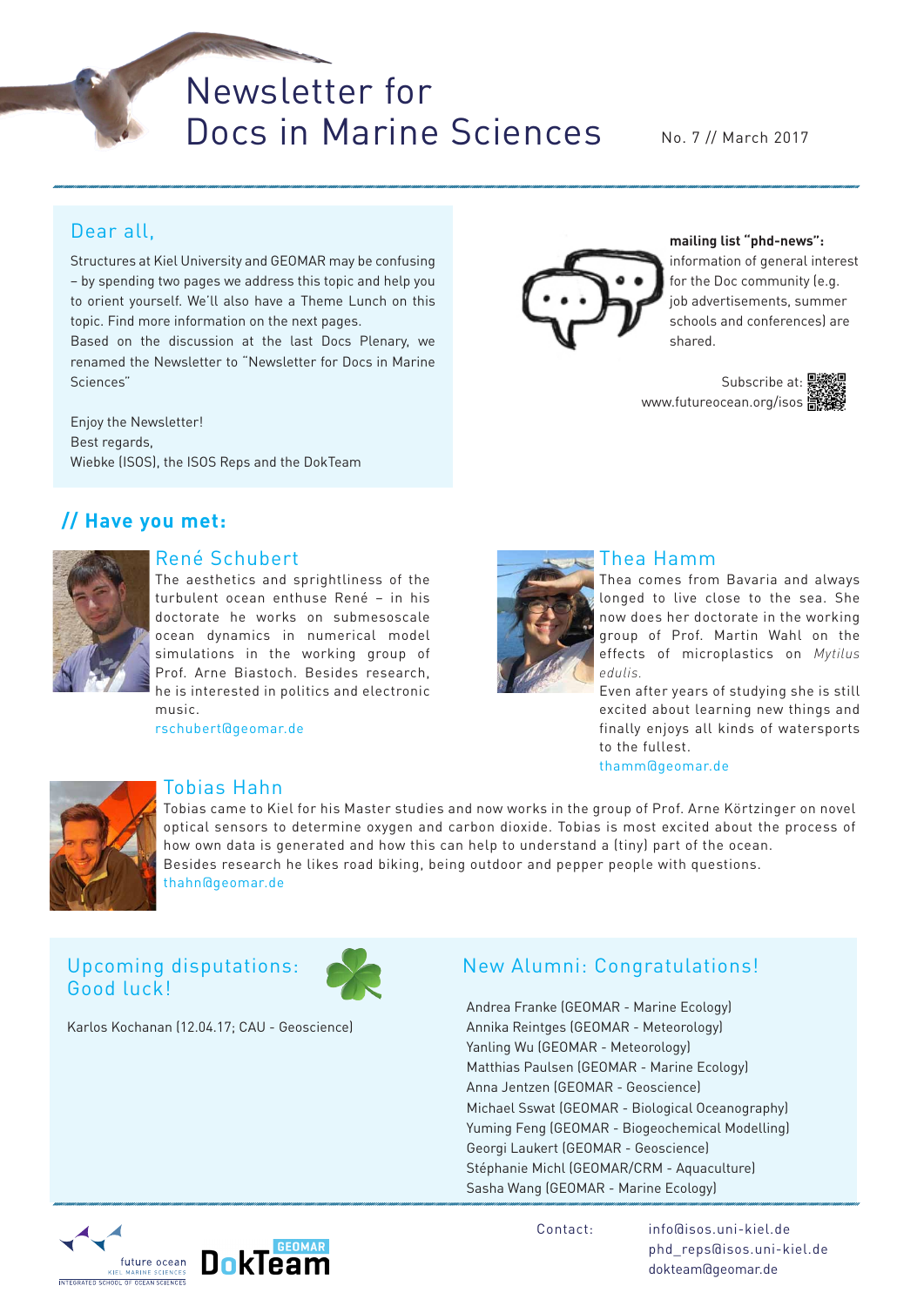# Newsletter for Docs in Marine Sciences

No. 7 // March 2017

## Dear all,

Structures at Kiel University and GEOMAR may be confusing – by spending two pages we address this topic and help you to orient yourself. We'll also have a Theme Lunch on this topic. Find more information on the next pages.
Based on the discussion at the last Docs Plenary, we renamed the Newsletter to "Newsletter for Docs in Marine Sciences"

Enjoy the Newsletter!
Best regards,
Wiebke (ISOS), the ISOS Reps and the DokTeam

**mailing list "phd-news":** information of general interest for the Doc community (e.g. job advertisements, summer schools and conferences) are shared.

Subscribe at: www.futureocean.org/isos

## // Have you met:

### René Schubert

The aesthetics and sprightliness of the turbulent ocean enthuse René – in his doctorate he works on submesoscale ocean dynamics in numerical model simulations in the working group of Prof. Arne Biastoch. Besides research, he is interested in politics and electronic music.
rschubert@geomar.de

### Thea Hamm

Thea comes from Bavaria and always longed to live close to the sea. She now does her doctorate in the working group of Prof. Martin Wahl on the effects of microplastics on *Mytilus edulis.*
Even after years of studying she is still excited about learning new things and finally enjoys all kinds of watersports to the fullest.
thamm@geomar.de

### Tobias Hahn

Tobias came to Kiel for his Master studies and now works in the group of Prof. Arne Körtzinger on novel optical sensors to determine oxygen and carbon dioxide. Tobias is most excited about the process of how own data is generated and how this can help to understand a (tiny) part of the ocean.
Besides research he likes road biking, being outdoor and pepper people with questions.
thahn@geomar.de

## Upcoming disputations: Good luck!

Karlos Kochanan (12.04.17; CAU - Geoscience)

## New Alumni: Congratulations!

Andrea Franke (GEOMAR - Marine Ecology)
Annika Reintges (GEOMAR - Meteorology)
Yanling Wu (GEOMAR - Meteorology)
Matthias Paulsen (GEOMAR - Marine Ecology)
Anna Jentzen (GEOMAR - Geoscience)
Michael Sswat (GEOMAR - Biological Oceanography)
Yuming Feng (GEOMAR - Biogeochemical Modelling)
Georgi Laukert (GEOMAR - Geoscience)
Stéphanie Michl (GEOMAR/CRM - Aquaculture)
Sasha Wang (GEOMAR - Marine Ecology)

Contact:
info@isos.uni-kiel.de
phd_reps@isos.uni-kiel.de
dokteam@geomar.de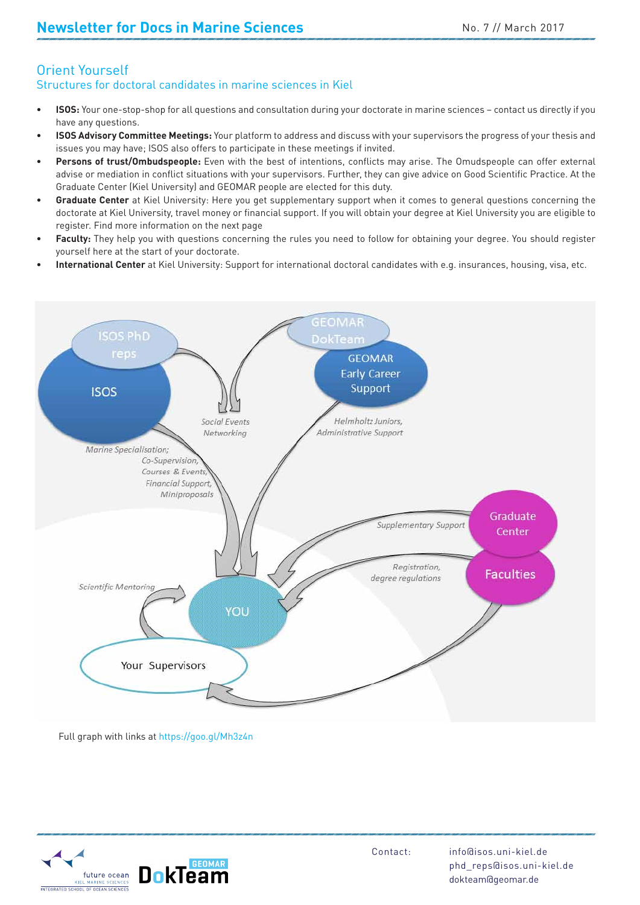## Orient Yourself

### Structures for doctoral candidates in marine sciences in Kiel

- **ISOS:** Your one-stop-shop for all questions and consultation during your doctorate in marine sciences – contact us directly if you have any questions.
- **ISOS Advisory Committee Meetings:** Your platform to address and discuss with your supervisors the progress of your thesis and issues you may have; ISOS also offers to participate in these meetings if invited.
- **Persons of trust/Ombudspeople:** Even with the best of intentions, conflicts may arise. The Omudspeople can offer external advise or mediation in conflict situations with your supervisors. Further, they can give advice on Good Scientific Practice. At the Graduate Center (Kiel University) and GEOMAR people are elected for this duty.
- **Graduate Center** at Kiel University: Here you get supplementary support when it comes to general questions concerning the doctorate at Kiel University, travel money or financial support. If you will obtain your degree at Kiel University you are eligible to register. Find more information on the next page
- **Faculty:** They help you with questions concerning the rules you need to follow for obtaining your degree. You should register yourself here at the start of your doctorate.
- **International Center** at Kiel University: Support for international doctoral candidates with e.g. insurances, housing, visa, etc.

ISOS PhD reps · ISOS · GEOMAR DokTeam · GEOMAR Early Career Support · Social Events, Networking · Helmholtz Juniors, Administrative Support · Marine Specialisation; Co-Supervision, Courses & Events, Financial Support, Miniproposals · Graduate Center · Supplementary Support · Faculties · Registration, degree regulations · Scientific Mentoring · YOU · Your Supervisors

Full graph with links at https://goo.gl/Mh3z4n

Contact: info@isos.uni-kiel.de
phd_reps@isos.uni-kiel.de
dokteam@geomar.de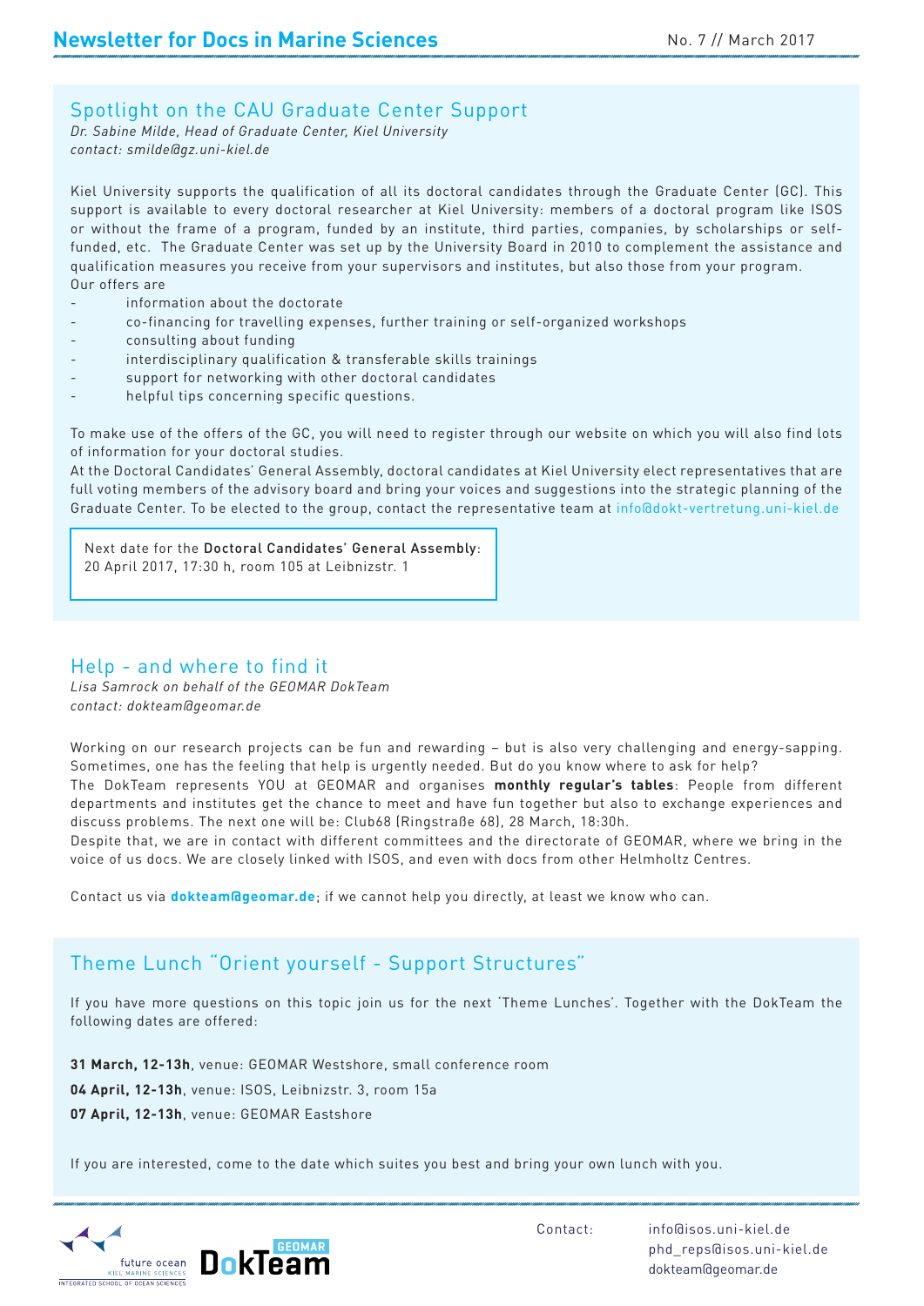## Spotlight on the CAU Graduate Center Support

*Dr. Sabine Milde, Head of Graduate Center, Kiel University*
*contact: smilde@gz.uni-kiel.de*

Kiel University supports the qualification of all its doctoral candidates through the Graduate Center (GC). This support is available to every doctoral researcher at Kiel University: members of a doctoral program like ISOS or without the frame of a program, funded by an institute, third parties, companies, by scholarships or self-funded, etc. The Graduate Center was set up by the University Board in 2010 to complement the assistance and qualification measures you receive from your supervisors and institutes, but also those from your program.

Our offers are

- information about the doctorate
- co-financing for travelling expenses, further training or self-organized workshops
- consulting about funding
- interdisciplinary qualification & transferable skills trainings
- support for networking with other doctoral candidates
- helpful tips concerning specific questions.

To make use of the offers of the GC, you will need to register through our website on which you will also find lots of information for your doctoral studies.

At the Doctoral Candidates' General Assembly, doctoral candidates at Kiel University elect representatives that are full voting members of the advisory board and bring your voices and suggestions into the strategic planning of the Graduate Center. To be elected to the group, contact the representative team at info@dokt-vertretung.uni-kiel.de

Next date for the **Doctoral Candidates' General Assembly**: 20 April 2017, 17:30 h, room 105 at Leibnizstr. 1

## Help - and where to find it

*Lisa Samrock on behalf of the GEOMAR DokTeam*
*contact: dokteam@geomar.de*

Working on our research projects can be fun and rewarding – but is also very challenging and energy-sapping. Sometimes, one has the feeling that help is urgently needed. But do you know where to ask for help?

The DokTeam represents YOU at GEOMAR and organises **monthly regular's tables**: People from different departments and institutes get the chance to meet and have fun together but also to exchange experiences and discuss problems. The next one will be: Club68 (Ringstraße 68), 28 March, 18:30h.

Despite that, we are in contact with different committees and the directorate of GEOMAR, where we bring in the voice of us docs. We are closely linked with ISOS, and even with docs from other Helmholtz Centres.

Contact us via **dokteam@geomar.de**; if we cannot help you directly, at least we know who can.

## Theme Lunch "Orient yourself - Support Structures"

If you have more questions on this topic join us for the next 'Theme Lunches'. Together with the DokTeam the following dates are offered:

**31 March, 12-13h**, venue: GEOMAR Westshore, small conference room

**04 April, 12-13h**, venue: ISOS, Leibnizstr. 3, room 15a

**07 April, 12-13h**, venue: GEOMAR Eastshore

If you are interested, come to the date which suites you best and bring your own lunch with you.

Contact: info@isos.uni-kiel.de
phd_reps@isos.uni-kiel.de
dokteam@geomar.de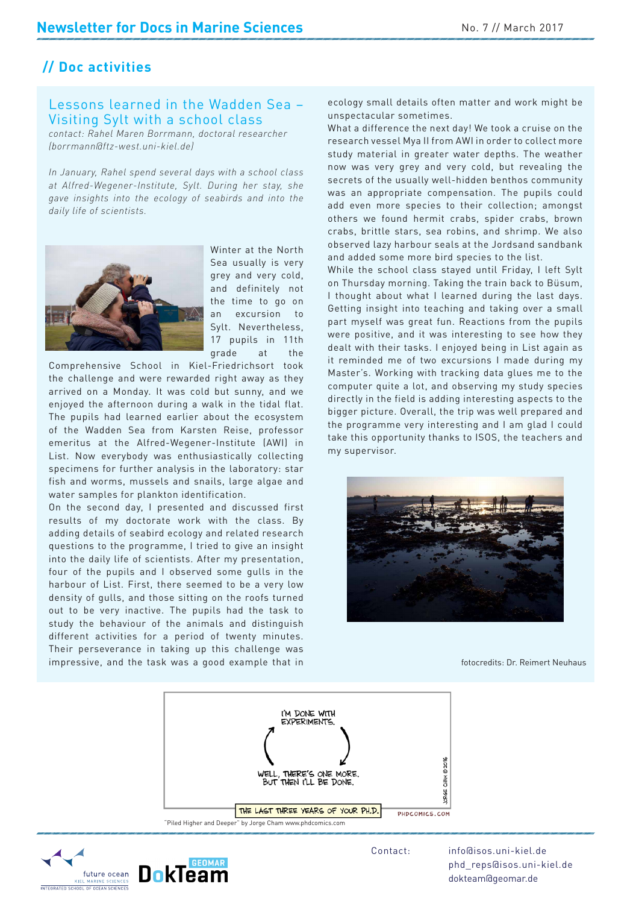## // Doc activities

### Lessons learned in the Wadden Sea – Visiting Sylt with a school class

*contact: Rahel Maren Borrmann, doctoral researcher (borrmann@ftz-west.uni-kiel.de)*

*In January, Rahel spend several days with a school class at Alfred-Wegener-Institute, Sylt. During her stay, she gave insights into the ecology of seabirds and into the daily life of scientists.*

Winter at the North Sea usually is very grey and very cold, and definitely not the time to go on an excursion to Sylt. Nevertheless, 17 pupils in 11th grade at the Comprehensive School in Kiel-Friedrichsort took the challenge and were rewarded right away as they arrived on a Monday. It was cold but sunny, and we enjoyed the afternoon during a walk in the tidal flat. The pupils had learned earlier about the ecosystem of the Wadden Sea from Karsten Reise, professor emeritus at the Alfred-Wegener-Institute (AWI) in List. Now everybody was enthusiastically collecting specimens for further analysis in the laboratory: star fish and worms, mussels and snails, large algae and water samples for plankton identification.

On the second day, I presented and discussed first results of my doctorate work with the class. By adding details of seabird ecology and related research questions to the programme, I tried to give an insight into the daily life of scientists. After my presentation, four of the pupils and I observed some gulls in the harbour of List. First, there seemed to be a very low density of gulls, and those sitting on the roofs turned out to be very inactive. The pupils had the task to study the behaviour of the animals and distinguish different activities for a period of twenty minutes. Their perseverance in taking up this challenge was impressive, and the task was a good example that in ecology small details often matter and work might be unspectacular sometimes.

What a difference the next day! We took a cruise on the research vessel Mya II from AWI in order to collect more study material in greater water depths. The weather now was very grey and very cold, but revealing the secrets of the usually well-hidden benthos community was an appropriate compensation. The pupils could add even more species to their collection; amongst others we found hermit crabs, spider crabs, brown crabs, brittle stars, sea robins, and shrimp. We also observed lazy harbour seals at the Jordsand sandbank and added some more bird species to the list.

While the school class stayed until Friday, I left Sylt on Thursday morning. Taking the train back to Büsum, I thought about what I learned during the last days. Getting insight into teaching and taking over a small part myself was great fun. Reactions from the pupils were positive, and it was interesting to see how they dealt with their tasks. I enjoyed being in List again as it reminded me of two excursions I made during my Master's. Working with tracking data glues me to the computer quite a lot, and observing my study species directly in the field is adding interesting aspects to the bigger picture. Overall, the trip was well prepared and the programme very interesting and I am glad I could take this opportunity thanks to ISOS, the teachers and my supervisor.

fotocredits: Dr. Reimert Neuhaus

"Piled Higher and Deeper" by Jorge Cham www.phdcomics.com

Contact: info@isos.uni-kiel.de
phd_reps@isos.uni-kiel.de
dokteam@geomar.de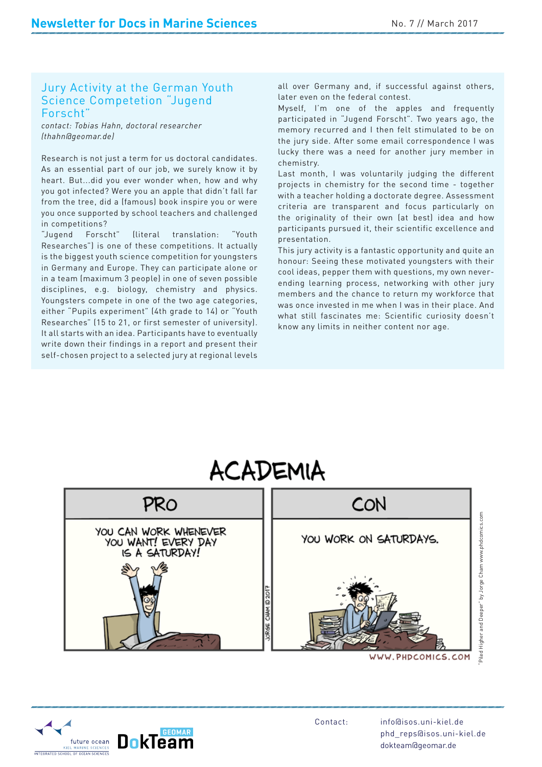## Jury Activity at the German Youth Science Competetion "Jugend Forscht"

*contact: Tobias Hahn, doctoral researcher (thahn@geomar.de)*

Research is not just a term for us doctoral candidates. As an essential part of our job, we surely know it by heart. But...did you ever wonder when, how and why you got infected? Were you an apple that didn't fall far from the tree, did a (famous) book inspire you or were you once supported by school teachers and challenged in competitions?

"Jugend Forscht" (literal translation: "Youth Researches") is one of these competitions. It actually is the biggest youth science competition for youngsters in Germany and Europe. They can participate alone or in a team (maximum 3 people) in one of seven possible disciplines, e.g. biology, chemistry and physics. Youngsters compete in one of the two age categories, either "Pupils experiment" (4th grade to 14) or "Youth Researches" (15 to 21, or first semester of university). It all starts with an idea. Participants have to eventually write down their findings in a report and present their self-chosen project to a selected jury at regional levels all over Germany and, if successful against others, later even on the federal contest.

Myself, I'm one of the apples and frequently participated in "Jugend Forscht". Two years ago, the memory recurred and I then felt stimulated to be on the jury side. After some email correspondence I was lucky there was a need for another jury member in chemistry.

Last month, I was voluntarily judging the different projects in chemistry for the second time - together with a teacher holding a doctorate degree. Assessment criteria are transparent and focus particularly on the originality of their own (at best) idea and how participants pursued it, their scientific excellence and presentation.

This jury activity is a fantastic opportunity and quite an honour: Seeing these motivated youngsters with their cool ideas, pepper them with questions, my own never-ending learning process, networking with other jury members and the chance to return my workforce that was once invested in me when I was in their place. And what still fascinates me: Scientific curiosity doesn't know any limits in neither content nor age.

"Piled Higher and Deeper" by Jorge Cham www.phdcomics.com

Contact: info@isos.uni-kiel.de
phd_reps@isos.uni-kiel.de
dokteam@geomar.de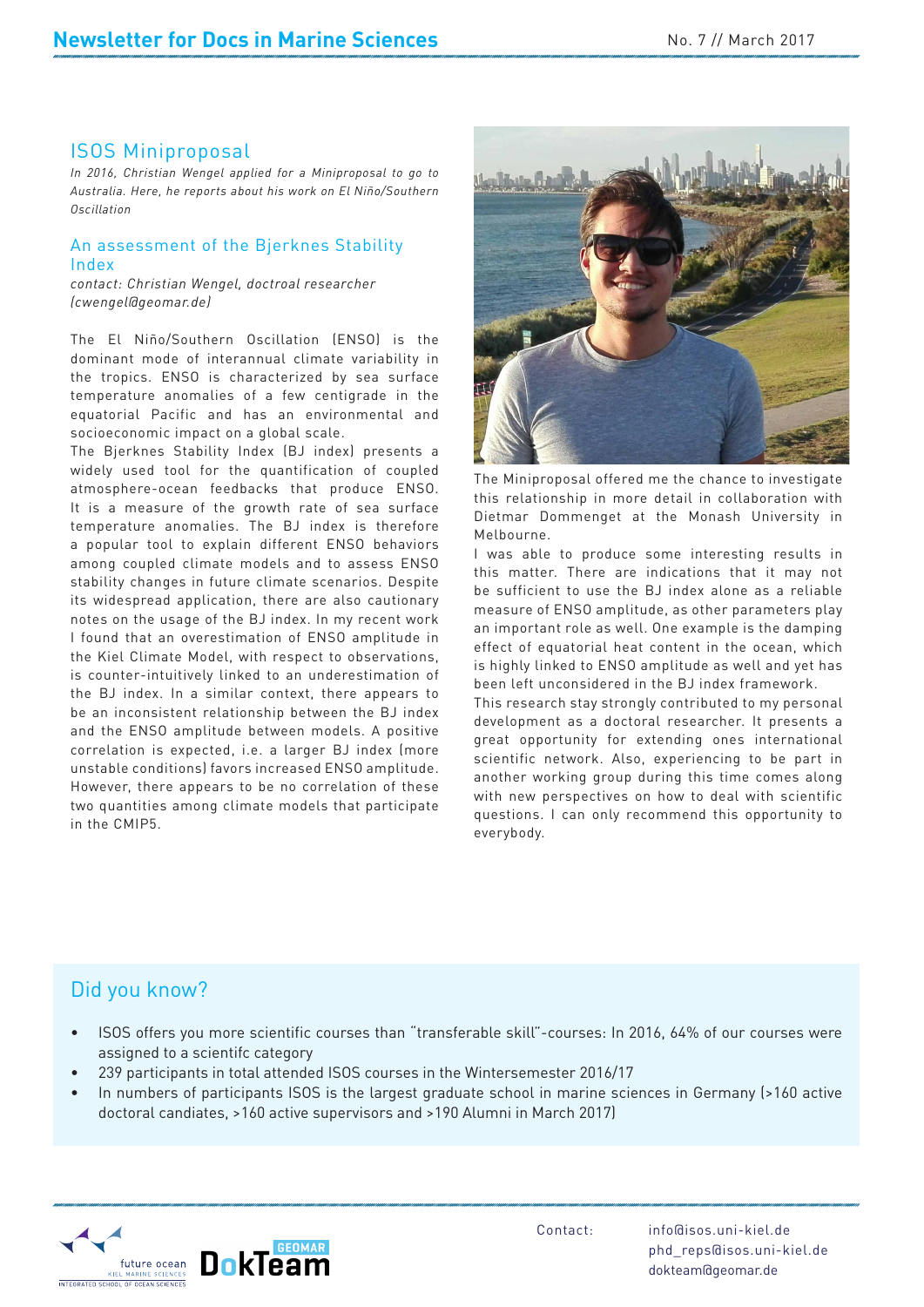## ISOS Miniproposal

*In 2016, Christian Wengel applied for a Miniproposal to go to Australia. Here, he reports about his work on El Niño/Southern Oscillation*

### An assessment of the Bjerknes Stability Index

*contact: Christian Wengel, doctroal researcher (cwengel@geomar.de)*

The El Niño/Southern Oscillation (ENSO) is the dominant mode of interannual climate variability in the tropics. ENSO is characterized by sea surface temperature anomalies of a few centigrade in the equatorial Pacific and has an environmental and socioeconomic impact on a global scale.

The Bjerknes Stability Index (BJ index) presents a widely used tool for the quantification of coupled atmosphere-ocean feedbacks that produce ENSO. It is a measure of the growth rate of sea surface temperature anomalies. The BJ index is therefore a popular tool to explain different ENSO behaviors among coupled climate models and to assess ENSO stability changes in future climate scenarios. Despite its widespread application, there are also cautionary notes on the usage of the BJ index. In my recent work I found that an overestimation of ENSO amplitude in the Kiel Climate Model, with respect to observations, is counter-intuitively linked to an underestimation of the BJ index. In a similar context, there appears to be an inconsistent relationship between the BJ index and the ENSO amplitude between models. A positive correlation is expected, i.e. a larger BJ index (more unstable conditions) favors increased ENSO amplitude. However, there appears to be no correlation of these two quantities among climate models that participate in the CMIP5.

The Miniproposal offered me the chance to investigate this relationship in more detail in collaboration with Dietmar Dommenget at the Monash University in Melbourne.

I was able to produce some interesting results in this matter. There are indications that it may not be sufficient to use the BJ index alone as a reliable measure of ENSO amplitude, as other parameters play an important role as well. One example is the damping effect of equatorial heat content in the ocean, which is highly linked to ENSO amplitude as well and yet has been left unconsidered in the BJ index framework.

This research stay strongly contributed to my personal development as a doctoral researcher. It presents a great opportunity for extending ones international scientific network. Also, experiencing to be part in another working group during this time comes along with new perspectives on how to deal with scientific questions. I can only recommend this opportunity to everybody.

## Did you know?

- ISOS offers you more scientific courses than "transferable skill"-courses: In 2016, 64% of our courses were assigned to a scientifc category
- 239 participants in total attended ISOS courses in the Wintersemester 2016/17
- In numbers of participants ISOS is the largest graduate school in marine sciences in Germany (>160 active doctoral candiates, >160 active supervisors and >190 Alumni in March 2017)

Contact: info@isos.uni-kiel.de
phd_reps@isos.uni-kiel.de
dokteam@geomar.de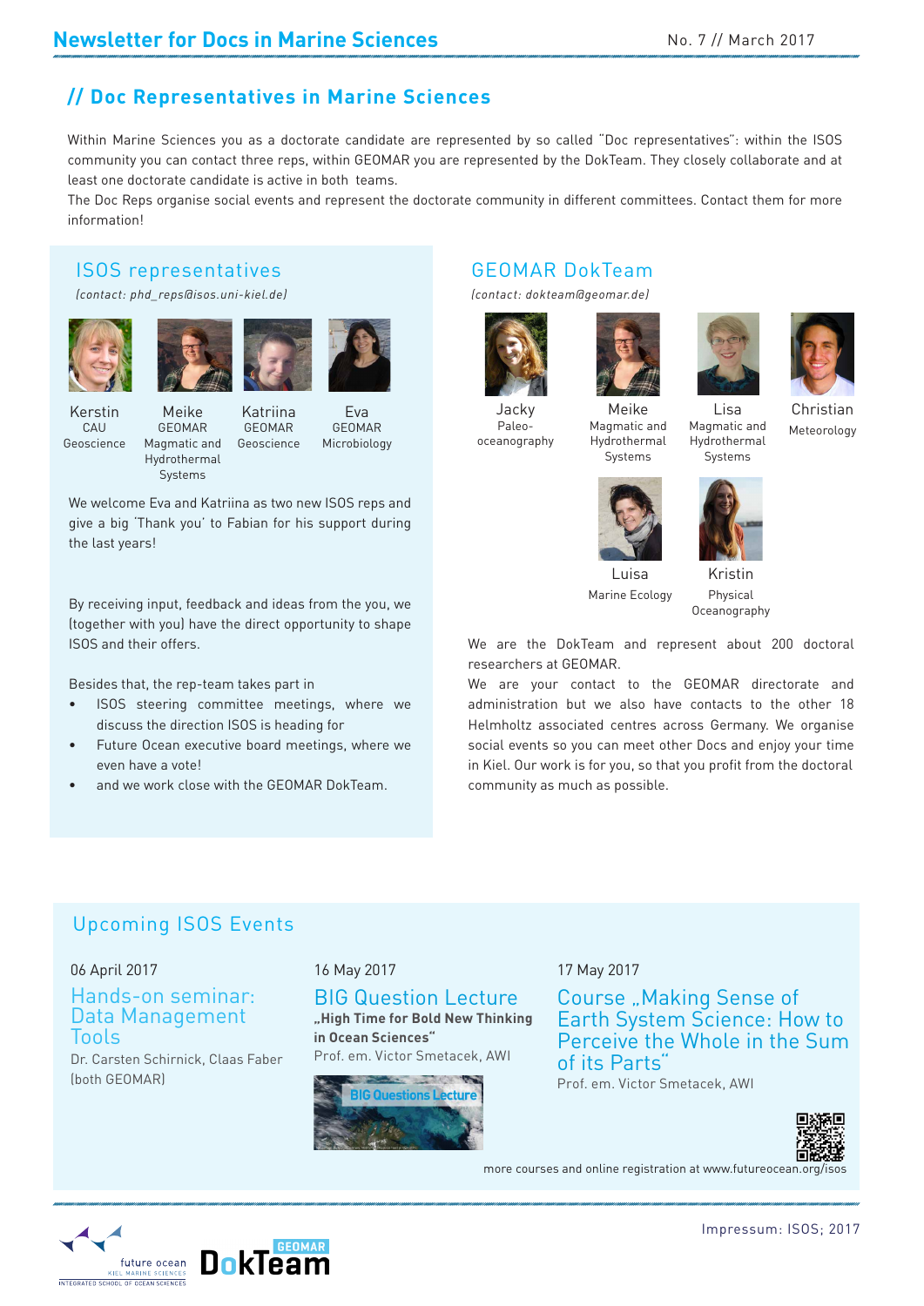## // Doc Representatives in Marine Sciences

Within Marine Sciences you as a doctorate candidate are represented by so called "Doc representatives": within the ISOS community you can contact three reps, within GEOMAR you are represented by the DokTeam. They closely collaborate and at least one doctorate candidate is active in both teams.
The Doc Reps organise social events and represent the doctorate community in different committees. Contact them for more information!

### ISOS representatives

*(contact: phd_reps@isos.uni-kiel.de)*

Kerstin
CAU
Geoscience

Meike
GEOMAR
Magmatic and Hydrothermal Systems

Katriina
GEOMAR
Geoscience

Eva
GEOMAR
Microbiology

We welcome Eva and Katriina as two new ISOS reps and give a big 'Thank you' to Fabian for his support during the last years!

By receiving input, feedback and ideas from the you, we (together with you) have the direct opportunity to shape ISOS and their offers.

Besides that, the rep-team takes part in

- ISOS steering committee meetings, where we discuss the direction ISOS is heading for
- Future Ocean executive board meetings, where we even have a vote!
- and we work close with the GEOMAR DokTeam.

### GEOMAR DokTeam

*(contact: dokteam@geomar.de)*

Jacky
Paleo-oceanography

Meike
Magmatic and Hydrothermal Systems

Lisa
Magmatic and Hydrothermal Systems

Christian
Meteorology

Luisa
Marine Ecology

Kristin
Physical Oceanography

We are the DokTeam and represent about 200 doctoral researchers at GEOMAR.
We are your contact to the GEOMAR directorate and administration but we also have contacts to the other 18 Helmholtz associated centres across Germany. We organise social events so you can meet other Docs and enjoy your time in Kiel. Our work is for you, so that you profit from the doctoral community as much as possible.

### Upcoming ISOS Events

06 April 2017
**Hands-on seminar: Data Management Tools**
Dr. Carsten Schirnick, Claas Faber (both GEOMAR)

16 May 2017
**BIG Question Lecture**
**„High Time for Bold New Thinking in Ocean Sciences"**
Prof. em. Victor Smetacek, AWI

BIG Questions Lecture

17 May 2017
**Course „Making Sense of Earth System Science: How to Perceive the Whole in the Sum of its Parts"**
Prof. em. Victor Smetacek, AWI

more courses and online registration at www.futureocean.org/isos

Impressum: ISOS; 2017

future ocean — KIEL MARINE SCIENCES — INTEGRATED SCHOOL OF OCEAN SCIENCES

GEOMAR DokTeam